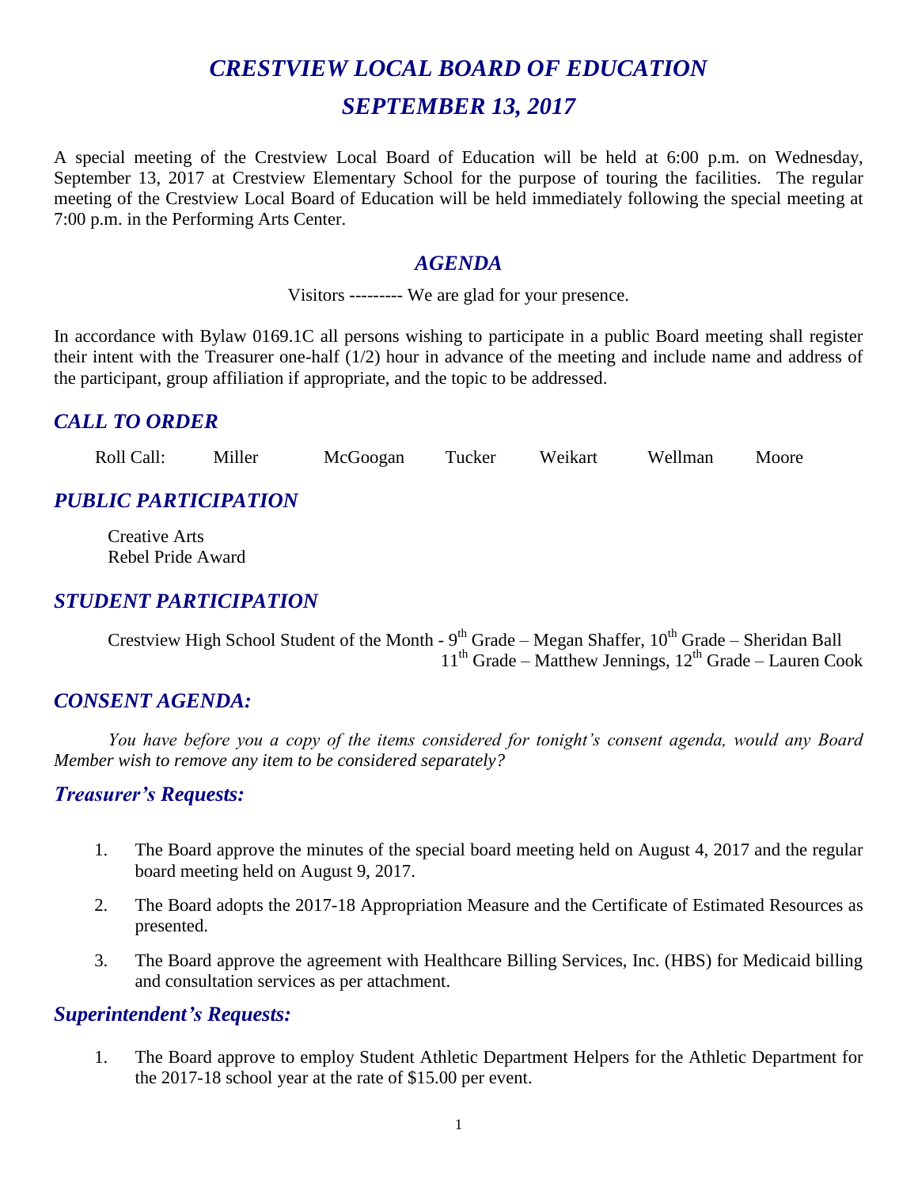# *CRESTVIEW LOCAL BOARD OF EDUCATION*

## *SEPTEMBER 13, 2017*

A special meeting of the Crestview Local Board of Education will be held at 6:00 p.m. on Wednesday, September 13, 2017 at Crestview Elementary School for the purpose of touring the facilities. The regular meeting of the Crestview Local Board of Education will be held immediately following the special meeting at 7:00 p.m. in the Performing Arts Center.

## *AGENDA*

Visitors --------- We are glad for your presence.

In accordance with Bylaw 0169.1C all persons wishing to participate in a public Board meeting shall register their intent with the Treasurer one-half (1/2) hour in advance of the meeting and include name and address of the participant, group affiliation if appropriate, and the topic to be addressed.

## *CALL TO ORDER*

Roll Call: Miller McGoogan Tucker Weikart Wellman Moore

## *PUBLIC PARTICIPATION*

Creative Arts
Rebel Pride Award

## *STUDENT PARTICIPATION*

Crestview High School Student of the Month - 9th Grade – Megan Shaffer, 10th Grade – Sheridan Ball
11th Grade – Matthew Jennings, 12th Grade – Lauren Cook

## *CONSENT AGENDA:*

*You have before you a copy of the items considered for tonight's consent agenda, would any Board Member wish to remove any item to be considered separately?*

### *Treasurer's Requests:*

1. The Board approve the minutes of the special board meeting held on August 4, 2017 and the regular board meeting held on August 9, 2017.

2. The Board adopts the 2017-18 Appropriation Measure and the Certificate of Estimated Resources as presented.

3. The Board approve the agreement with Healthcare Billing Services, Inc. (HBS) for Medicaid billing and consultation services as per attachment.

### *Superintendent's Requests:*

1. The Board approve to employ Student Athletic Department Helpers for the Athletic Department for the 2017-18 school year at the rate of $15.00 per event.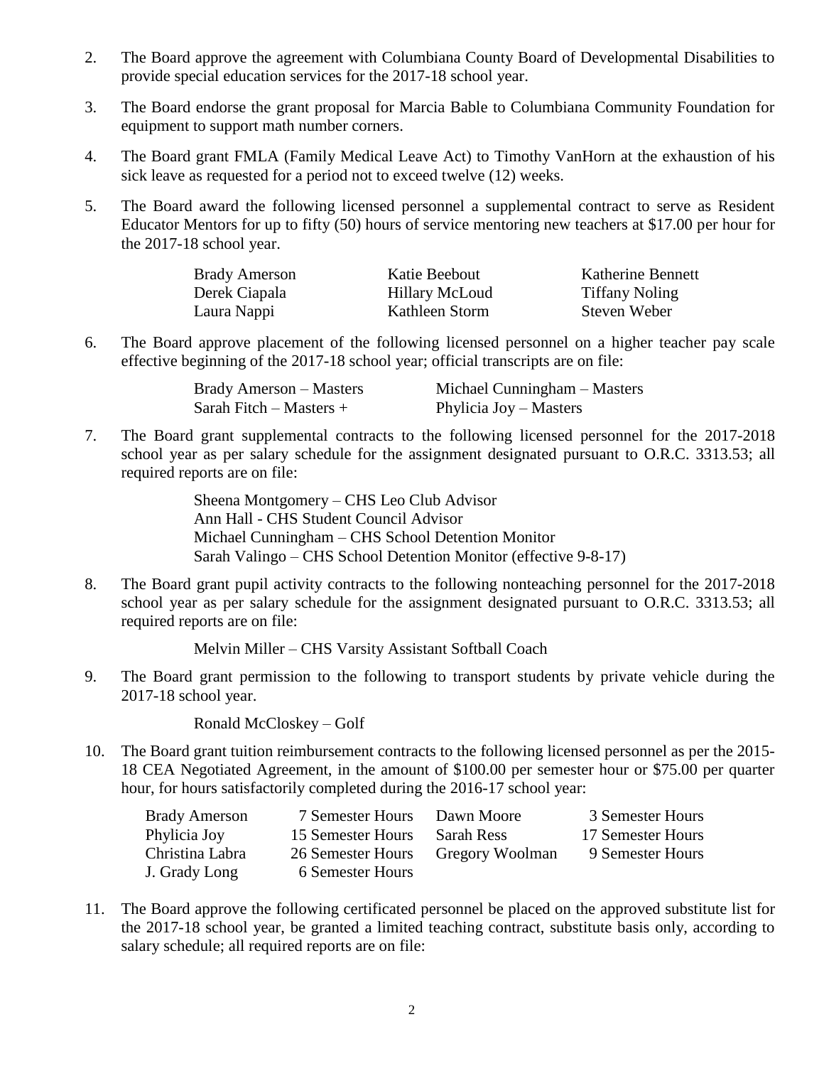2. The Board approve the agreement with Columbiana County Board of Developmental Disabilities to provide special education services for the 2017-18 school year.

3. The Board endorse the grant proposal for Marcia Bable to Columbiana Community Foundation for equipment to support math number corners.

4. The Board grant FMLA (Family Medical Leave Act) to Timothy VanHorn at the exhaustion of his sick leave as requested for a period not to exceed twelve (12) weeks.

5. The Board award the following licensed personnel a supplemental contract to serve as Resident Educator Mentors for up to fifty (50) hours of service mentoring new teachers at $17.00 per hour for the 2017-18 school year.

| | | |
|---|---|---|
| Brady Amerson | Katie Beebout | Katherine Bennett |
| Derek Ciapala | Hillary McLoud | Tiffany Noling |
| Laura Nappi | Kathleen Storm | Steven Weber |

6. The Board approve placement of the following licensed personnel on a higher teacher pay scale effective beginning of the 2017-18 school year; official transcripts are on file:

| | |
|---|---|
| Brady Amerson – Masters | Michael Cunningham – Masters |
| Sarah Fitch – Masters + | Phylicia Joy – Masters |

7. The Board grant supplemental contracts to the following licensed personnel for the 2017-2018 school year as per salary schedule for the assignment designated pursuant to O.R.C. 3313.53; all required reports are on file:

   Sheena Montgomery – CHS Leo Club Advisor
   Ann Hall - CHS Student Council Advisor
   Michael Cunningham – CHS School Detention Monitor
   Sarah Valingo – CHS School Detention Monitor (effective 9-8-17)

8. The Board grant pupil activity contracts to the following nonteaching personnel for the 2017-2018 school year as per salary schedule for the assignment designated pursuant to O.R.C. 3313.53; all required reports are on file:

   Melvin Miller – CHS Varsity Assistant Softball Coach

9. The Board grant permission to the following to transport students by private vehicle during the 2017-18 school year.

   Ronald McCloskey – Golf

10. The Board grant tuition reimbursement contracts to the following licensed personnel as per the 2015-18 CEA Negotiated Agreement, in the amount of $100.00 per semester hour or $75.00 per quarter hour, for hours satisfactorily completed during the 2016-17 school year:

| | | | |
|---|---|---|---|
| Brady Amerson | 7 Semester Hours | Dawn Moore | 3 Semester Hours |
| Phylicia Joy | 15 Semester Hours | Sarah Ress | 17 Semester Hours |
| Christina Labra | 26 Semester Hours | Gregory Woolman | 9 Semester Hours |
| J. Grady Long | 6 Semester Hours | | |

11. The Board approve the following certificated personnel be placed on the approved substitute list for the 2017-18 school year, be granted a limited teaching contract, substitute basis only, according to salary schedule; all required reports are on file: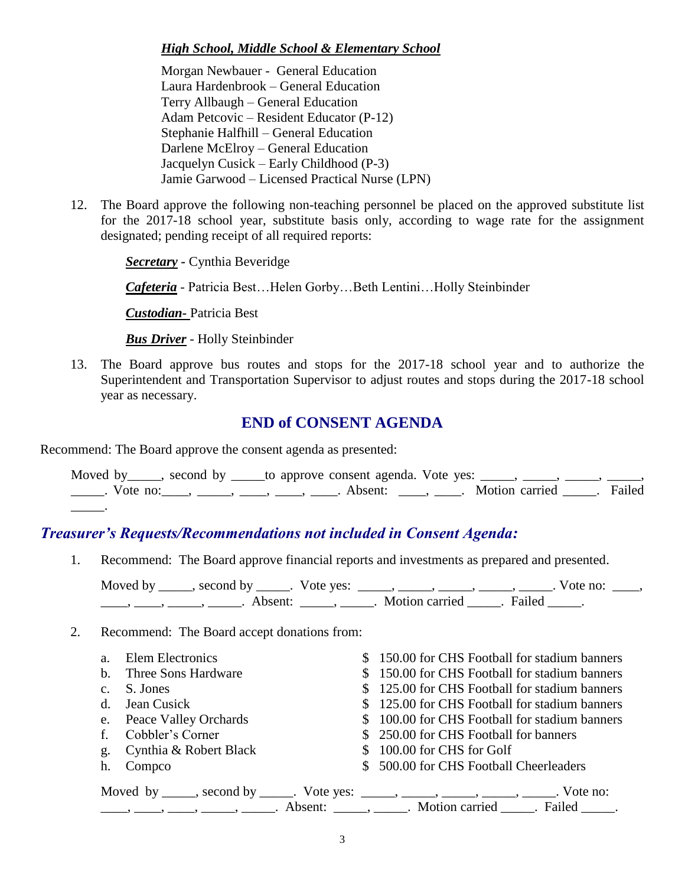***High School, Middle School & Elementary School***

Morgan Newbauer - General Education
Laura Hardenbrook – General Education
Terry Allbaugh – General Education
Adam Petcovic – Resident Educator (P-12)
Stephanie Halfhill – General Education
Darlene McElroy – General Education
Jacquelyn Cusick – Early Childhood (P-3)
Jamie Garwood – Licensed Practical Nurse (LPN)

12. The Board approve the following non-teaching personnel be placed on the approved substitute list for the 2017-18 school year, substitute basis only, according to wage rate for the assignment designated; pending receipt of all required reports:

    ***Secretary*** - Cynthia Beveridge

    ***Cafeteria*** - Patricia Best…Helen Gorby…Beth Lentini…Holly Steinbinder

    ***Custodian-*** Patricia Best

    ***Bus Driver*** - Holly Steinbinder

13. The Board approve bus routes and stops for the 2017-18 school year and to authorize the Superintendent and Transportation Supervisor to adjust routes and stops during the 2017-18 school year as necessary.

## END of CONSENT AGENDA

Recommend: The Board approve the consent agenda as presented:

Moved by_____, second by _____to approve consent agenda. Vote yes: _____, _____, _____, _____, _____. Vote no:____, _____, ____, ____, ____. Absent: ____, ____. Motion carried _____. Failed _____.

### *Treasurer's Requests/Recommendations not included in Consent Agenda:*

1. Recommend: The Board approve financial reports and investments as prepared and presented.

   Moved by _____, second by _____. Vote yes: _____, _____, _____, _____, _____. Vote no: ____, ____, ____, _____, _____. Absent: _____, _____. Motion carried _____. Failed _____.

2. Recommend: The Board accept donations from:

   a. Elem Electronics — $ 150.00 for CHS Football for stadium banners
   b. Three Sons Hardware — $ 150.00 for CHS Football for stadium banners
   c. S. Jones — $ 125.00 for CHS Football for stadium banners
   d. Jean Cusick — $ 125.00 for CHS Football for stadium banners
   e. Peace Valley Orchards — $ 100.00 for CHS Football for stadium banners
   f. Cobbler's Corner — $ 250.00 for CHS Football for banners
   g. Cynthia & Robert Black — $ 100.00 for CHS for Golf
   h. Compco — $ 500.00 for CHS Football Cheerleaders

   Moved by _____, second by _____. Vote yes: _____, _____, _____, _____, _____. Vote no: ____, ____, ____, _____, _____. Absent: _____, _____. Motion carried _____. Failed _____.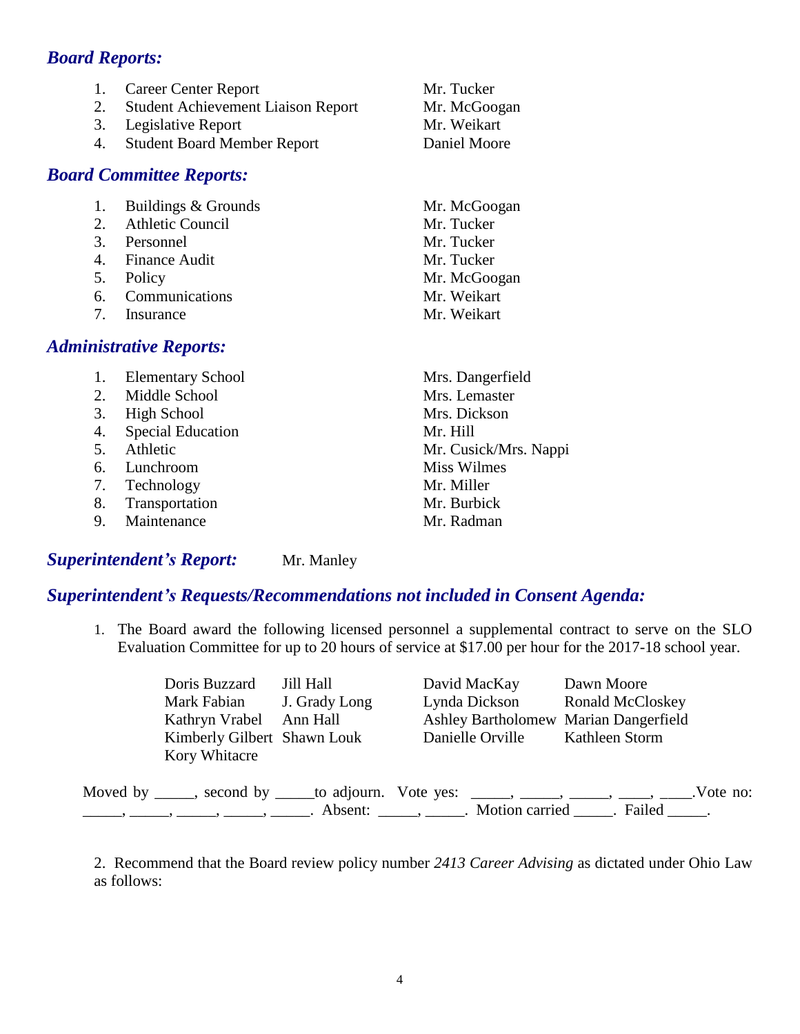## *Board Reports:*

1. Career Center Report — Mr. Tucker
2. Student Achievement Liaison Report — Mr. McGoogan
3. Legislative Report — Mr. Weikart
4. Student Board Member Report — Daniel Moore

## *Board Committee Reports:*

1. Buildings & Grounds — Mr. McGoogan
2. Athletic Council — Mr. Tucker
3. Personnel — Mr. Tucker
4. Finance Audit — Mr. Tucker
5. Policy — Mr. McGoogan
6. Communications — Mr. Weikart
7. Insurance — Mr. Weikart

## *Administrative Reports:*

1. Elementary School — Mrs. Dangerfield
2. Middle School — Mrs. Lemaster
3. High School — Mrs. Dickson
4. Special Education — Mr. Hill
5. Athletic — Mr. Cusick/Mrs. Nappi
6. Lunchroom — Miss Wilmes
7. Technology — Mr. Miller
8. Transportation — Mr. Burbick
9. Maintenance — Mr. Radman

## *Superintendent's Report:* Mr. Manley

## *Superintendent's Requests/Recommendations not included in Consent Agenda:*

1. The Board award the following licensed personnel a supplemental contract to serve on the SLO Evaluation Committee for up to 20 hours of service at $17.00 per hour for the 2017-18 school year.

| | | | |
|---|---|---|---|
| Doris Buzzard | Jill Hall | David MacKay | Dawn Moore |
| Mark Fabian | J. Grady Long | Lynda Dickson | Ronald McCloskey |
| Kathryn Vrabel | Ann Hall | Ashley Bartholomew | Marian Dangerfield |
| Kimberly Gilbert | Shawn Louk | Danielle Orville | Kathleen Storm |
| Kory Whitacre | | | |

Moved by _____, second by _____to adjourn. Vote yes: _____, _____, _____, ____, ____.Vote no: _____, _____, _____, _____, _____. Absent: _____, _____. Motion carried _____. Failed _____.

2. Recommend that the Board review policy number *2413 Career Advising* as dictated under Ohio Law as follows: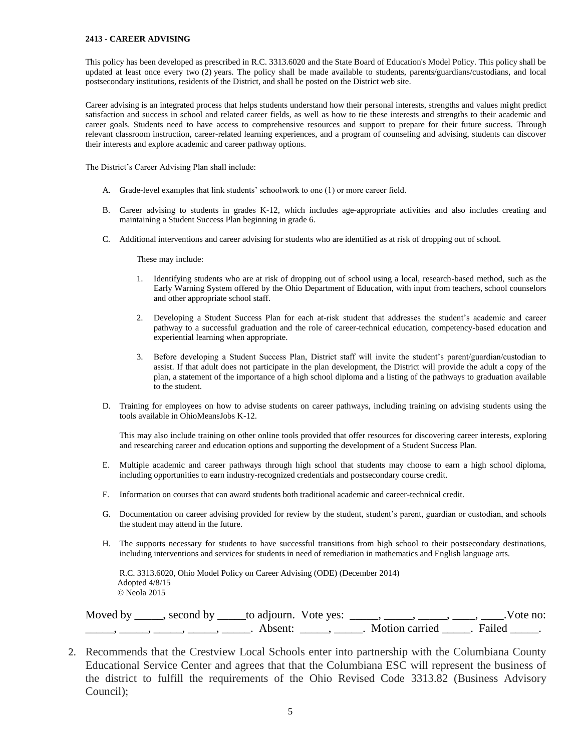**2413 - CAREER ADVISING**

This policy has been developed as prescribed in R.C. 3313.6020 and the State Board of Education's Model Policy. This policy shall be updated at least once every two (2) years. The policy shall be made available to students, parents/guardians/custodians, and local postsecondary institutions, residents of the District, and shall be posted on the District web site.

Career advising is an integrated process that helps students understand how their personal interests, strengths and values might predict satisfaction and success in school and related career fields, as well as how to tie these interests and strengths to their academic and career goals. Students need to have access to comprehensive resources and support to prepare for their future success. Through relevant classroom instruction, career-related learning experiences, and a program of counseling and advising, students can discover their interests and explore academic and career pathway options.

The District's Career Advising Plan shall include:

A. Grade-level examples that link students' schoolwork to one (1) or more career field.

B. Career advising to students in grades K-12, which includes age-appropriate activities and also includes creating and maintaining a Student Success Plan beginning in grade 6.

C. Additional interventions and career advising for students who are identified as at risk of dropping out of school.

   These may include:

   1. Identifying students who are at risk of dropping out of school using a local, research-based method, such as the Early Warning System offered by the Ohio Department of Education, with input from teachers, school counselors and other appropriate school staff.

   2. Developing a Student Success Plan for each at-risk student that addresses the student's academic and career pathway to a successful graduation and the role of career-technical education, competency-based education and experiential learning when appropriate.

   3. Before developing a Student Success Plan, District staff will invite the student's parent/guardian/custodian to assist. If that adult does not participate in the plan development, the District will provide the adult a copy of the plan, a statement of the importance of a high school diploma and a listing of the pathways to graduation available to the student.

D. Training for employees on how to advise students on career pathways, including training on advising students using the tools available in OhioMeansJobs K-12.

   This may also include training on other online tools provided that offer resources for discovering career interests, exploring and researching career and education options and supporting the development of a Student Success Plan.

E. Multiple academic and career pathways through high school that students may choose to earn a high school diploma, including opportunities to earn industry-recognized credentials and postsecondary course credit.

F. Information on courses that can award students both traditional academic and career-technical credit.

G. Documentation on career advising provided for review by the student, student's parent, guardian or custodian, and schools the student may attend in the future.

H. The supports necessary for students to have successful transitions from high school to their postsecondary destinations, including interventions and services for students in need of remediation in mathematics and English language arts.

R.C. 3313.6020, Ohio Model Policy on Career Advising (ODE) (December 2014)
Adopted 4/8/15
© Neola 2015

Moved by _____, second by _____to adjourn. Vote yes: _____, _____, _____, ____, ____.Vote no: _____, _____, _____, _____, _____. Absent: _____, _____. Motion carried _____. Failed _____.

2. Recommends that the Crestview Local Schools enter into partnership with the Columbiana County Educational Service Center and agrees that that the Columbiana ESC will represent the business of the district to fulfill the requirements of the Ohio Revised Code 3313.82 (Business Advisory Council);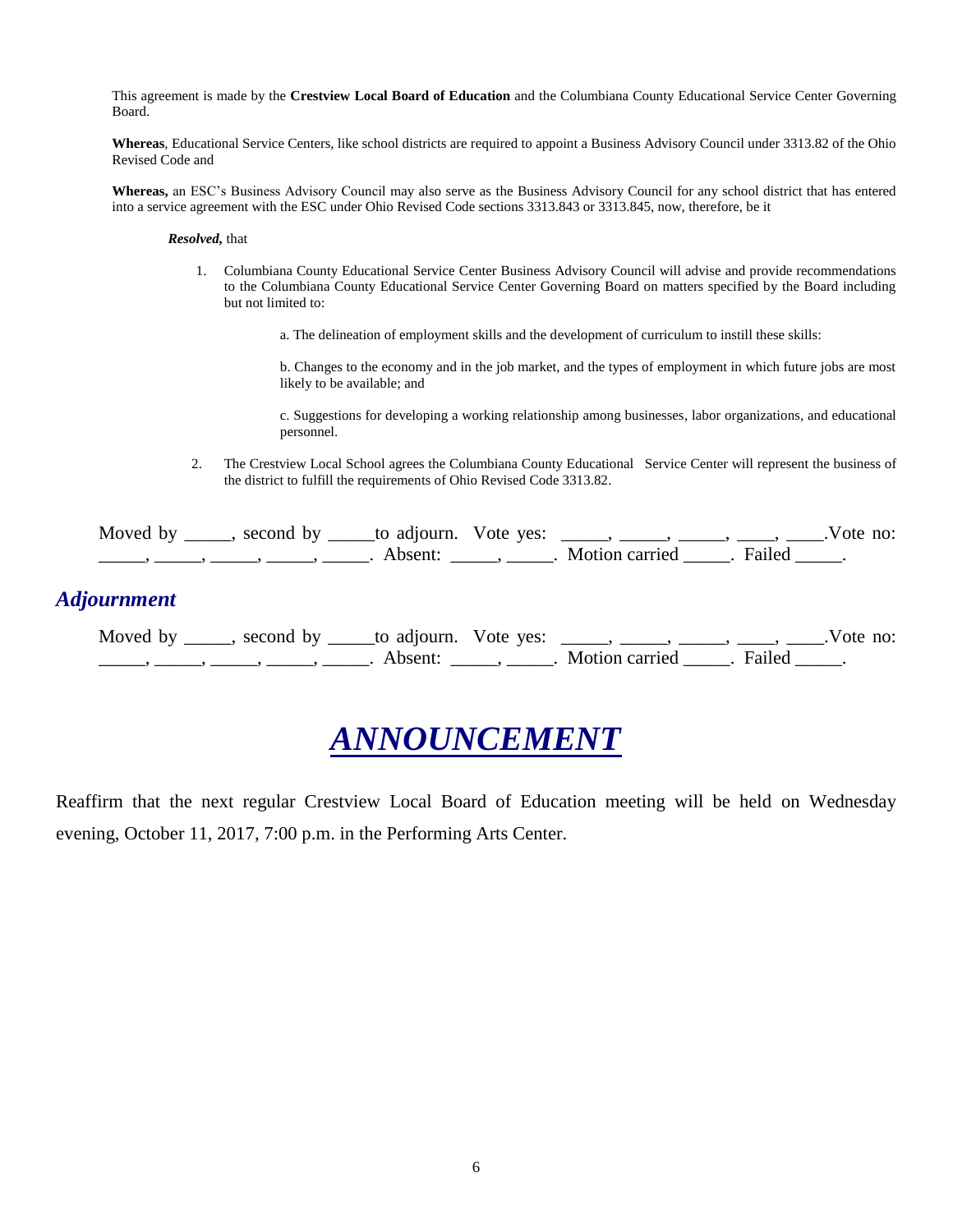This agreement is made by the **Crestview Local Board of Education** and the Columbiana County Educational Service Center Governing Board.

**Whereas**, Educational Service Centers, like school districts are required to appoint a Business Advisory Council under 3313.82 of the Ohio Revised Code and

**Whereas,** an ESC's Business Advisory Council may also serve as the Business Advisory Council for any school district that has entered into a service agreement with the ESC under Ohio Revised Code sections 3313.843 or 3313.845, now, therefore, be it

***Resolved,*** that

1. Columbiana County Educational Service Center Business Advisory Council will advise and provide recommendations to the Columbiana County Educational Service Center Governing Board on matters specified by the Board including but not limited to:

   a. The delineation of employment skills and the development of curriculum to instill these skills:

   b. Changes to the economy and in the job market, and the types of employment in which future jobs are most likely to be available; and

   c. Suggestions for developing a working relationship among businesses, labor organizations, and educational personnel.

2. The Crestview Local School agrees the Columbiana County Educational Service Center will represent the business of the district to fulfill the requirements of Ohio Revised Code 3313.82.

Moved by _____, second by _____to adjourn. Vote yes: _____, _____, _____, ____, ____.Vote no: _____, _____, _____, _____, _____. Absent: _____, _____. Motion carried _____. Failed _____.

## *Adjournment*

Moved by _____, second by _____to adjourn. Vote yes: _____, _____, _____, ____, ____.Vote no: _____, _____, _____, _____, _____. Absent: _____, _____. Motion carried _____. Failed _____.

# *ANNOUNCEMENT*

Reaffirm that the next regular Crestview Local Board of Education meeting will be held on Wednesday evening, October 11, 2017, 7:00 p.m. in the Performing Arts Center.